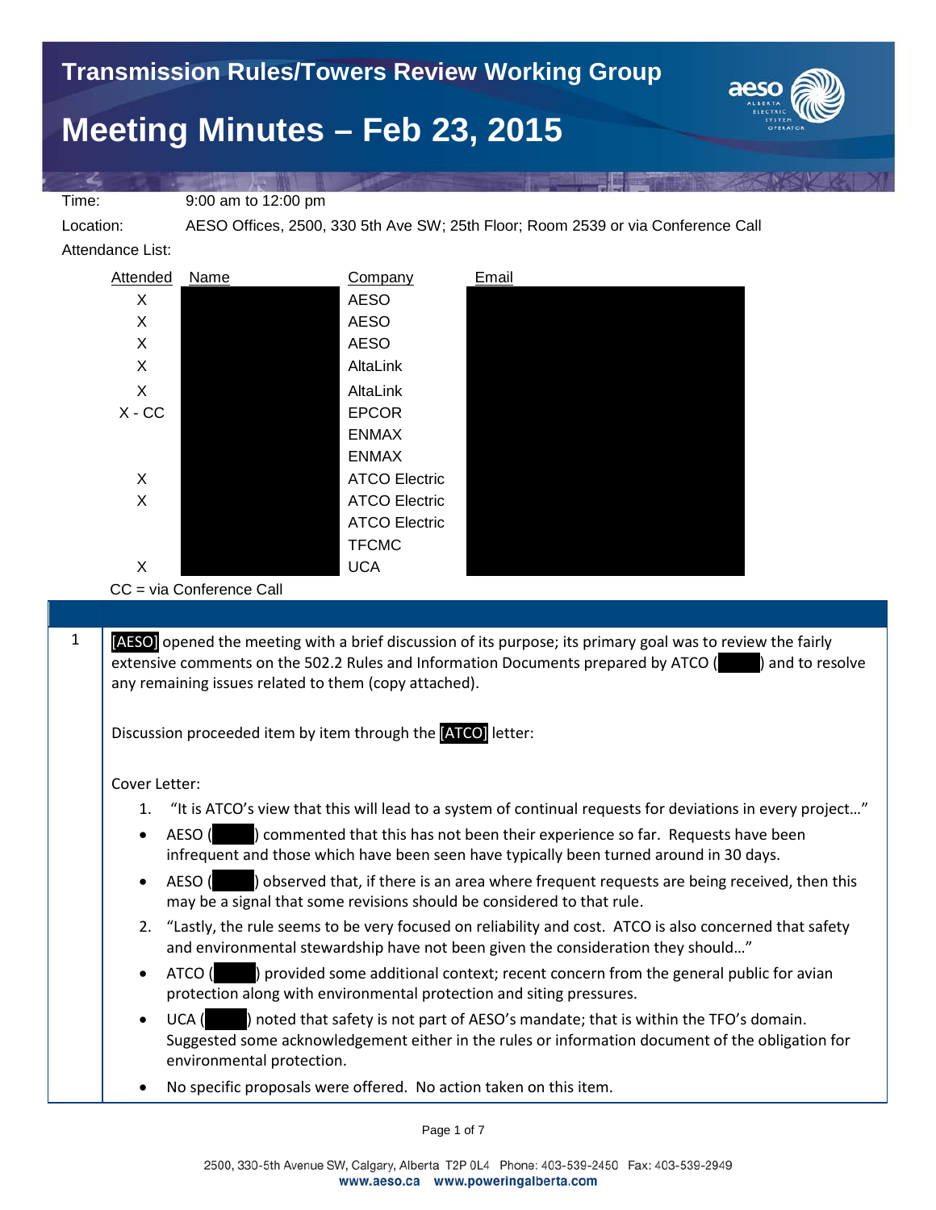# Transmission Rules/Towers Review Working Group

# Meeting Minutes – Feb 23, 2015

Time: 9:00 am to 12:00 pm

Location: AESO Offices, 2500, 330 5th Ave SW; 25th Floor; Room 2539 or via Conference Call

Attendance List:

| Attended | Name | Company | Email |
|---|---|---|---|
| X | | AESO | |
| X | | AESO | |
| X | | AESO | |
| X | | AltaLink | |
| X | | AltaLink | |
| X - CC | | EPCOR | |
| | | ENMAX | |
| | | ENMAX | |
| X | | ATCO Electric | |
| X | | ATCO Electric | |
| | | ATCO Electric | |
| | | TFCMC | |
| X | | UCA | |

CC = via Conference Call

| | |
|---|---|
| 1 | [AESO] opened the meeting with a brief discussion of its purpose; its primary goal was to review the fairly extensive comments on the 502.2 Rules and Information Documents prepared by ATCO ( ) and to resolve any remaining issues related to them (copy attached).<br><br>Discussion proceeded item by item through the [ATCO] letter:<br><br>Cover Letter:<br>1. "It is ATCO's view that this will lead to a system of continual requests for deviations in every project…"<br>• AESO ( ) commented that this has not been their experience so far. Requests have been infrequent and those which have been seen have typically been turned around in 30 days.<br>• AESO ( ) observed that, if there is an area where frequent requests are being received, then this may be a signal that some revisions should be considered to that rule.<br>2. "Lastly, the rule seems to be very focused on reliability and cost. ATCO is also concerned that safety and environmental stewardship have not been given the consideration they should…"<br>• ATCO ( ) provided some additional context; recent concern from the general public for avian protection along with environmental protection and siting pressures.<br>• UCA ( ) noted that safety is not part of AESO's mandate; that is within the TFO's domain. Suggested some acknowledgement either in the rules or information document of the obligation for environmental protection.<br>• No specific proposals were offered. No action taken on this item. |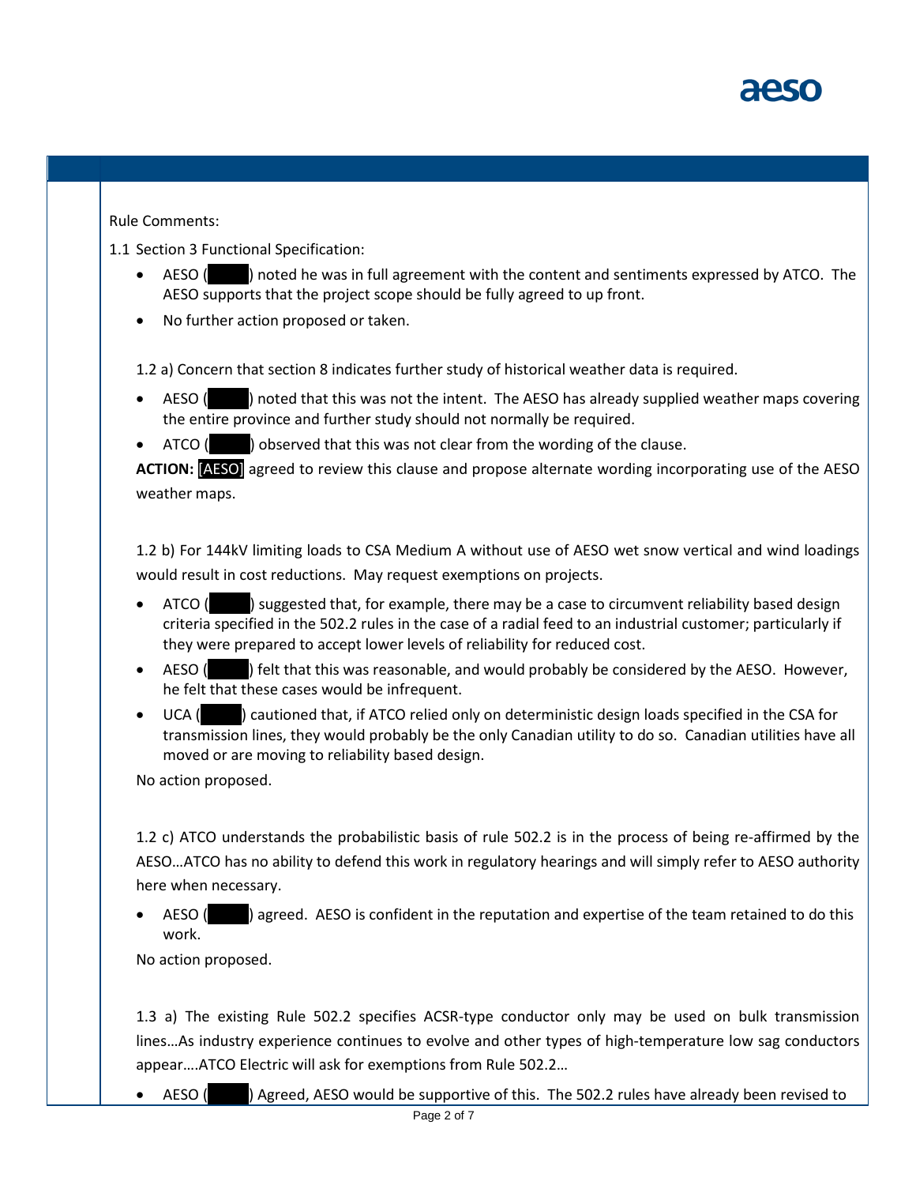Rule Comments:

1.1 Section 3 Functional Specification:

- AESO (     ) noted he was in full agreement with the content and sentiments expressed by ATCO. The AESO supports that the project scope should be fully agreed to up front.
- No further action proposed or taken.

1.2 a) Concern that section 8 indicates further study of historical weather data is required.

- AESO (     ) noted that this was not the intent. The AESO has already supplied weather maps covering the entire province and further study should not normally be required.
- ATCO (     ) observed that this was not clear from the wording of the clause.

**ACTION:** [AESO] agreed to review this clause and propose alternate wording incorporating use of the AESO weather maps.

1.2 b) For 144kV limiting loads to CSA Medium A without use of AESO wet snow vertical and wind loadings would result in cost reductions. May request exemptions on projects.

- ATCO (     ) suggested that, for example, there may be a case to circumvent reliability based design criteria specified in the 502.2 rules in the case of a radial feed to an industrial customer; particularly if they were prepared to accept lower levels of reliability for reduced cost.
- AESO (     ) felt that this was reasonable, and would probably be considered by the AESO. However, he felt that these cases would be infrequent.
- UCA (     ) cautioned that, if ATCO relied only on deterministic design loads specified in the CSA for transmission lines, they would probably be the only Canadian utility to do so. Canadian utilities have all moved or are moving to reliability based design.

No action proposed.

1.2 c) ATCO understands the probabilistic basis of rule 502.2 is in the process of being re-affirmed by the AESO…ATCO has no ability to defend this work in regulatory hearings and will simply refer to AESO authority here when necessary.

- AESO (     ) agreed. AESO is confident in the reputation and expertise of the team retained to do this work.

No action proposed.

1.3 a) The existing Rule 502.2 specifies ACSR-type conductor only may be used on bulk transmission lines…As industry experience continues to evolve and other types of high-temperature low sag conductors appear….ATCO Electric will ask for exemptions from Rule 502.2…

- AESO (     ) Agreed, AESO would be supportive of this. The 502.2 rules have already been revised to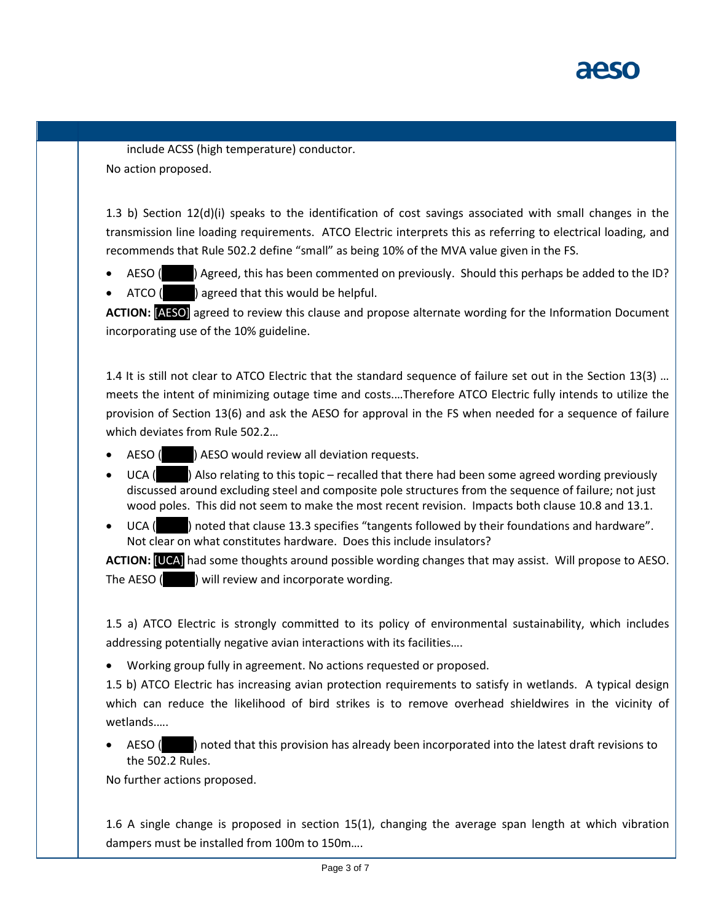include ACSS (high temperature) conductor.

No action proposed.

1.3 b) Section 12(d)(i) speaks to the identification of cost savings associated with small changes in the transmission line loading requirements. ATCO Electric interprets this as referring to electrical loading, and recommends that Rule 502.2 define "small" as being 10% of the MVA value given in the FS.

- AESO ( ) Agreed, this has been commented on previously. Should this perhaps be added to the ID?
- ATCO ( ) agreed that this would be helpful.

**ACTION:** [AESO] agreed to review this clause and propose alternate wording for the Information Document incorporating use of the 10% guideline.

1.4 It is still not clear to ATCO Electric that the standard sequence of failure set out in the Section 13(3) … meets the intent of minimizing outage time and costs.…Therefore ATCO Electric fully intends to utilize the provision of Section 13(6) and ask the AESO for approval in the FS when needed for a sequence of failure which deviates from Rule 502.2…

- AESO ( ) AESO would review all deviation requests.
- UCA ( ) Also relating to this topic – recalled that there had been some agreed wording previously discussed around excluding steel and composite pole structures from the sequence of failure; not just wood poles. This did not seem to make the most recent revision. Impacts both clause 10.8 and 13.1.
- UCA ( ) noted that clause 13.3 specifies "tangents followed by their foundations and hardware". Not clear on what constitutes hardware. Does this include insulators?

**ACTION:** [UCA] had some thoughts around possible wording changes that may assist. Will propose to AESO. The AESO ( ) will review and incorporate wording.

1.5 a) ATCO Electric is strongly committed to its policy of environmental sustainability, which includes addressing potentially negative avian interactions with its facilities….

- Working group fully in agreement. No actions requested or proposed.

1.5 b) ATCO Electric has increasing avian protection requirements to satisfy in wetlands. A typical design which can reduce the likelihood of bird strikes is to remove overhead shieldwires in the vicinity of wetlands…..

- AESO ( ) noted that this provision has already been incorporated into the latest draft revisions to the 502.2 Rules.

No further actions proposed.

1.6 A single change is proposed in section 15(1), changing the average span length at which vibration dampers must be installed from 100m to 150m….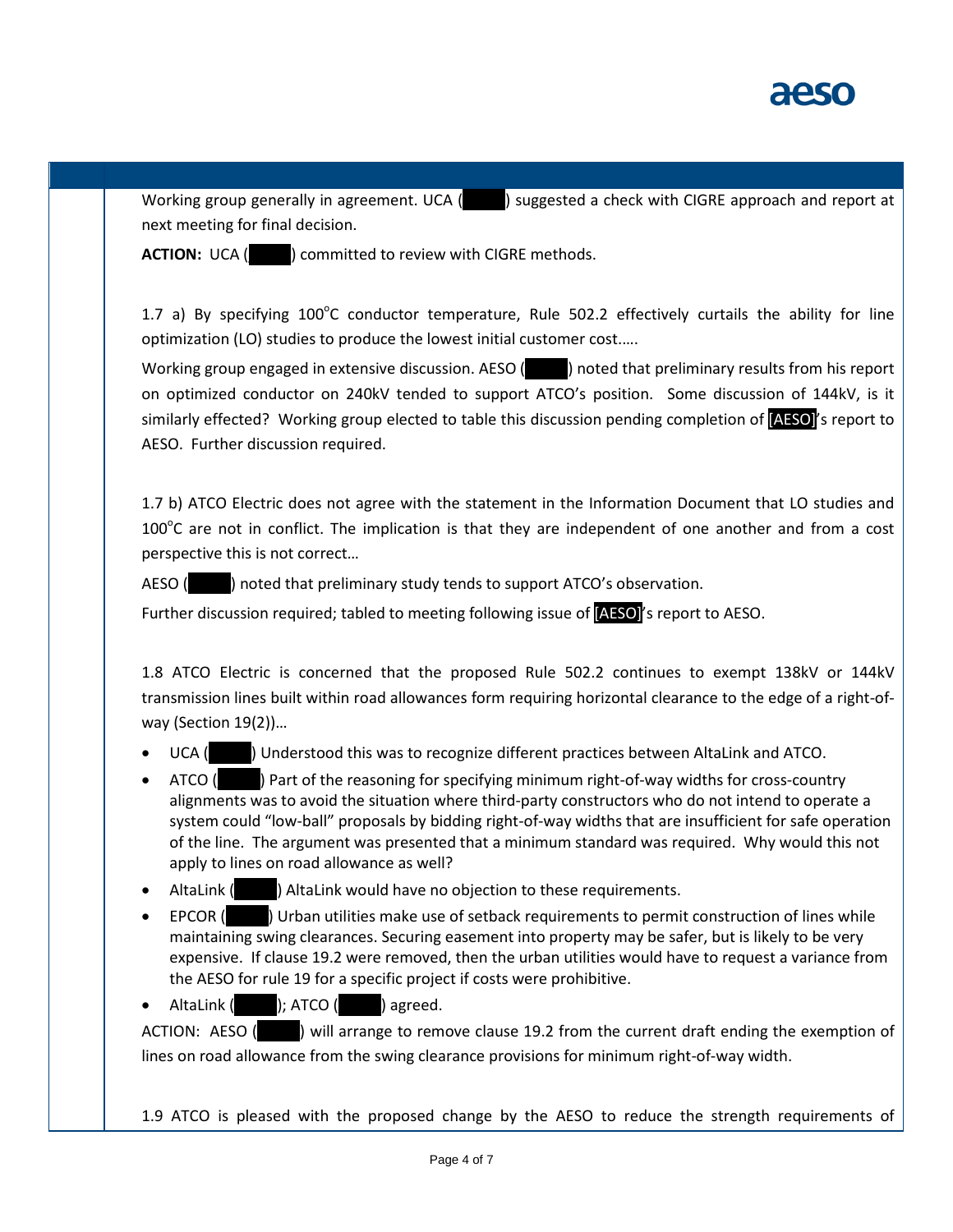Working group generally in agreement. UCA ( ) suggested a check with CIGRE approach and report at next meeting for final decision.

**ACTION:** UCA ( ) committed to review with CIGRE methods.

1.7 a) By specifying 100°C conductor temperature, Rule 502.2 effectively curtails the ability for line optimization (LO) studies to produce the lowest initial customer cost.….

Working group engaged in extensive discussion. AESO ( ) noted that preliminary results from his report on optimized conductor on 240kV tended to support ATCO's position. Some discussion of 144kV, is it similarly effected? Working group elected to table this discussion pending completion of [AESO]'s report to AESO. Further discussion required.

1.7 b) ATCO Electric does not agree with the statement in the Information Document that LO studies and 100°C are not in conflict. The implication is that they are independent of one another and from a cost perspective this is not correct…

AESO ( ) noted that preliminary study tends to support ATCO's observation.

Further discussion required; tabled to meeting following issue of [AESO]'s report to AESO.

1.8 ATCO Electric is concerned that the proposed Rule 502.2 continues to exempt 138kV or 144kV transmission lines built within road allowances form requiring horizontal clearance to the edge of a right-of-way (Section 19(2))…

- UCA ( ) Understood this was to recognize different practices between AltaLink and ATCO.
- ATCO ( ) Part of the reasoning for specifying minimum right-of-way widths for cross-country alignments was to avoid the situation where third-party constructors who do not intend to operate a system could "low-ball" proposals by bidding right-of-way widths that are insufficient for safe operation of the line. The argument was presented that a minimum standard was required. Why would this not apply to lines on road allowance as well?
- AltaLink ( ) AltaLink would have no objection to these requirements.
- EPCOR ( ) Urban utilities make use of setback requirements to permit construction of lines while maintaining swing clearances. Securing easement into property may be safer, but is likely to be very expensive. If clause 19.2 were removed, then the urban utilities would have to request a variance from the AESO for rule 19 for a specific project if costs were prohibitive.
- AltaLink ( ); ATCO ( ) agreed.

ACTION: AESO ( ) will arrange to remove clause 19.2 from the current draft ending the exemption of lines on road allowance from the swing clearance provisions for minimum right-of-way width.

1.9 ATCO is pleased with the proposed change by the AESO to reduce the strength requirements of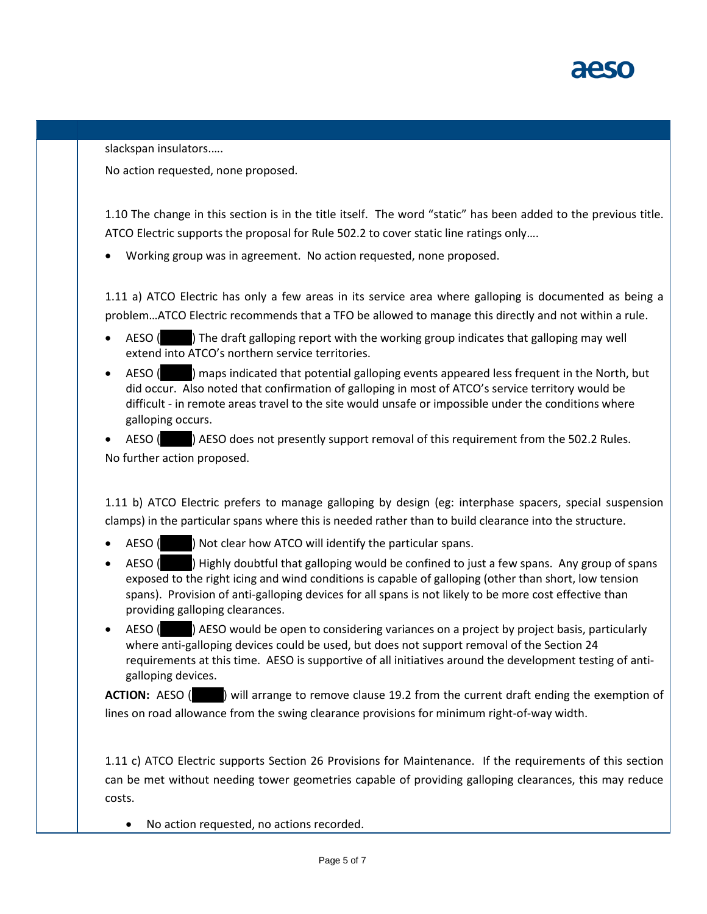slackspan insulators.….

No action requested, none proposed.

1.10 The change in this section is in the title itself. The word "static" has been added to the previous title. ATCO Electric supports the proposal for Rule 502.2 to cover static line ratings only….

- Working group was in agreement. No action requested, none proposed.

1.11 a) ATCO Electric has only a few areas in its service area where galloping is documented as being a problem…ATCO Electric recommends that a TFO be allowed to manage this directly and not within a rule.

- AESO ( ) The draft galloping report with the working group indicates that galloping may well extend into ATCO's northern service territories.
- AESO ( ) maps indicated that potential galloping events appeared less frequent in the North, but did occur. Also noted that confirmation of galloping in most of ATCO's service territory would be difficult - in remote areas travel to the site would unsafe or impossible under the conditions where galloping occurs.
- AESO ( ) AESO does not presently support removal of this requirement from the 502.2 Rules.

No further action proposed.

1.11 b) ATCO Electric prefers to manage galloping by design (eg: interphase spacers, special suspension clamps) in the particular spans where this is needed rather than to build clearance into the structure.

- AESO ( ) Not clear how ATCO will identify the particular spans.
- AESO ( ) Highly doubtful that galloping would be confined to just a few spans. Any group of spans exposed to the right icing and wind conditions is capable of galloping (other than short, low tension spans). Provision of anti-galloping devices for all spans is not likely to be more cost effective than providing galloping clearances.
- AESO ( ) AESO would be open to considering variances on a project by project basis, particularly where anti-galloping devices could be used, but does not support removal of the Section 24 requirements at this time. AESO is supportive of all initiatives around the development testing of anti-galloping devices.

**ACTION:** AESO ( ) will arrange to remove clause 19.2 from the current draft ending the exemption of lines on road allowance from the swing clearance provisions for minimum right-of-way width.

1.11 c) ATCO Electric supports Section 26 Provisions for Maintenance. If the requirements of this section can be met without needing tower geometries capable of providing galloping clearances, this may reduce costs.

- No action requested, no actions recorded.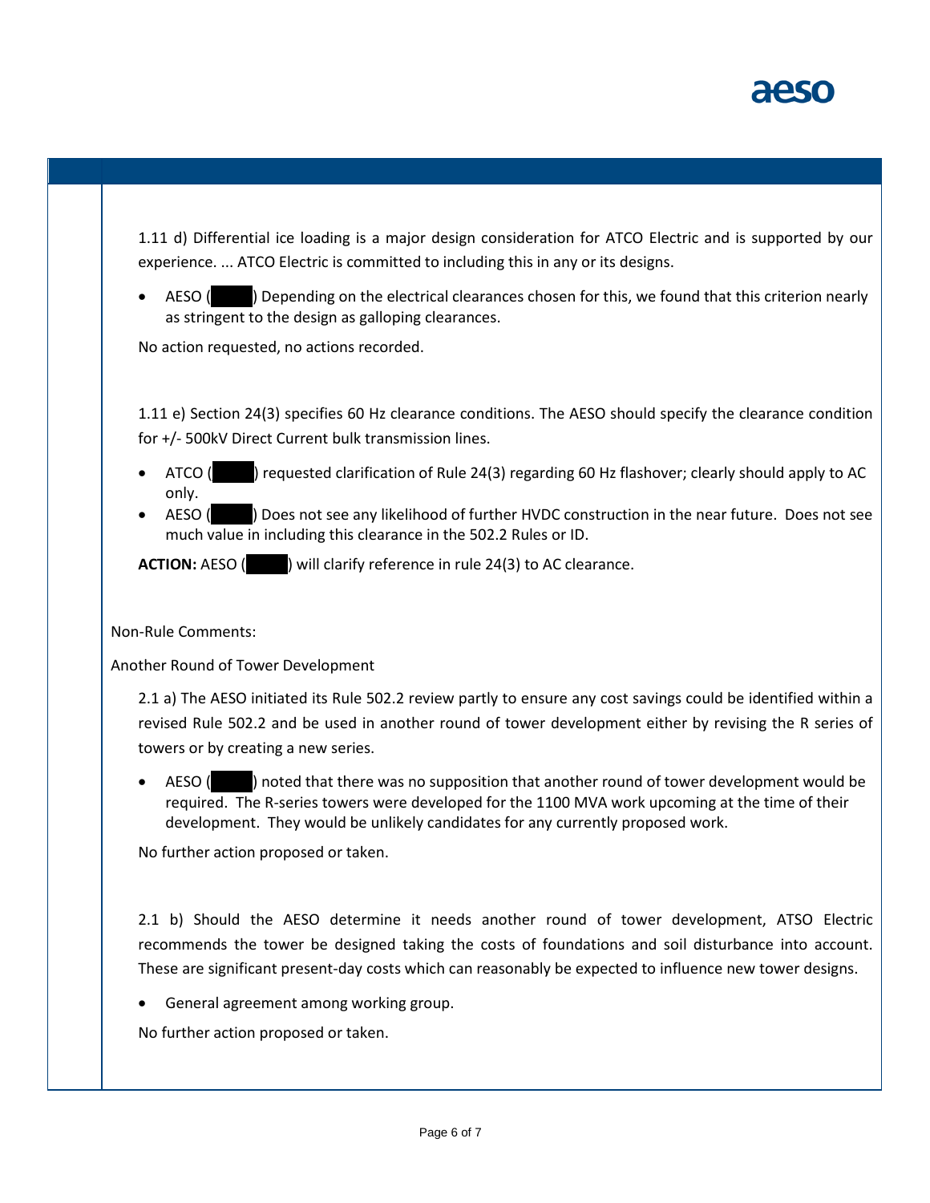1.11 d) Differential ice loading is a major design consideration for ATCO Electric and is supported by our experience. ... ATCO Electric is committed to including this in any or its designs.

- AESO ( ) Depending on the electrical clearances chosen for this, we found that this criterion nearly as stringent to the design as galloping clearances.

No action requested, no actions recorded.

1.11 e) Section 24(3) specifies 60 Hz clearance conditions. The AESO should specify the clearance condition for +/- 500kV Direct Current bulk transmission lines.

- ATCO ( ) requested clarification of Rule 24(3) regarding 60 Hz flashover; clearly should apply to AC only.
- AESO ( ) Does not see any likelihood of further HVDC construction in the near future. Does not see much value in including this clearance in the 502.2 Rules or ID.

**ACTION:** AESO ( ) will clarify reference in rule 24(3) to AC clearance.

Non-Rule Comments:

Another Round of Tower Development

2.1 a) The AESO initiated its Rule 502.2 review partly to ensure any cost savings could be identified within a revised Rule 502.2 and be used in another round of tower development either by revising the R series of towers or by creating a new series.

- AESO ( ) noted that there was no supposition that another round of tower development would be required. The R-series towers were developed for the 1100 MVA work upcoming at the time of their development. They would be unlikely candidates for any currently proposed work.

No further action proposed or taken.

2.1 b) Should the AESO determine it needs another round of tower development, ATSO Electric recommends the tower be designed taking the costs of foundations and soil disturbance into account. These are significant present-day costs which can reasonably be expected to influence new tower designs.

- General agreement among working group.

No further action proposed or taken.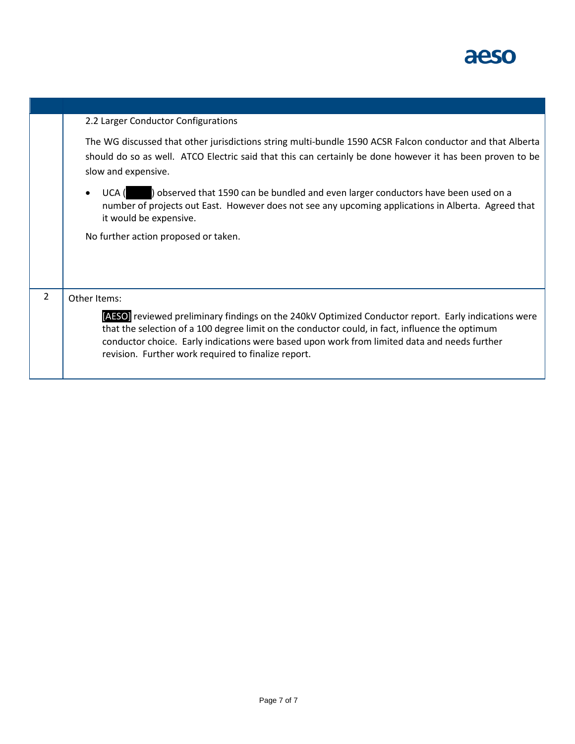| | |
|---|---|
| | 2.2 Larger Conductor Configurations<br><br>The WG discussed that other jurisdictions string multi-bundle 1590 ACSR Falcon conductor and that Alberta should do so as well. ATCO Electric said that this can certainly be done however it has been proven to be slow and expensive.<br><br>• UCA (█████) observed that 1590 can be bundled and even larger conductors have been used on a number of projects out East. However does not see any upcoming applications in Alberta. Agreed that it would be expensive.<br><br>No further action proposed or taken. |
| 2 | Other Items:<br><br>[AESO] reviewed preliminary findings on the 240kV Optimized Conductor report. Early indications were that the selection of a 100 degree limit on the conductor could, in fact, influence the optimum conductor choice. Early indications were based upon work from limited data and needs further revision. Further work required to finalize report. |